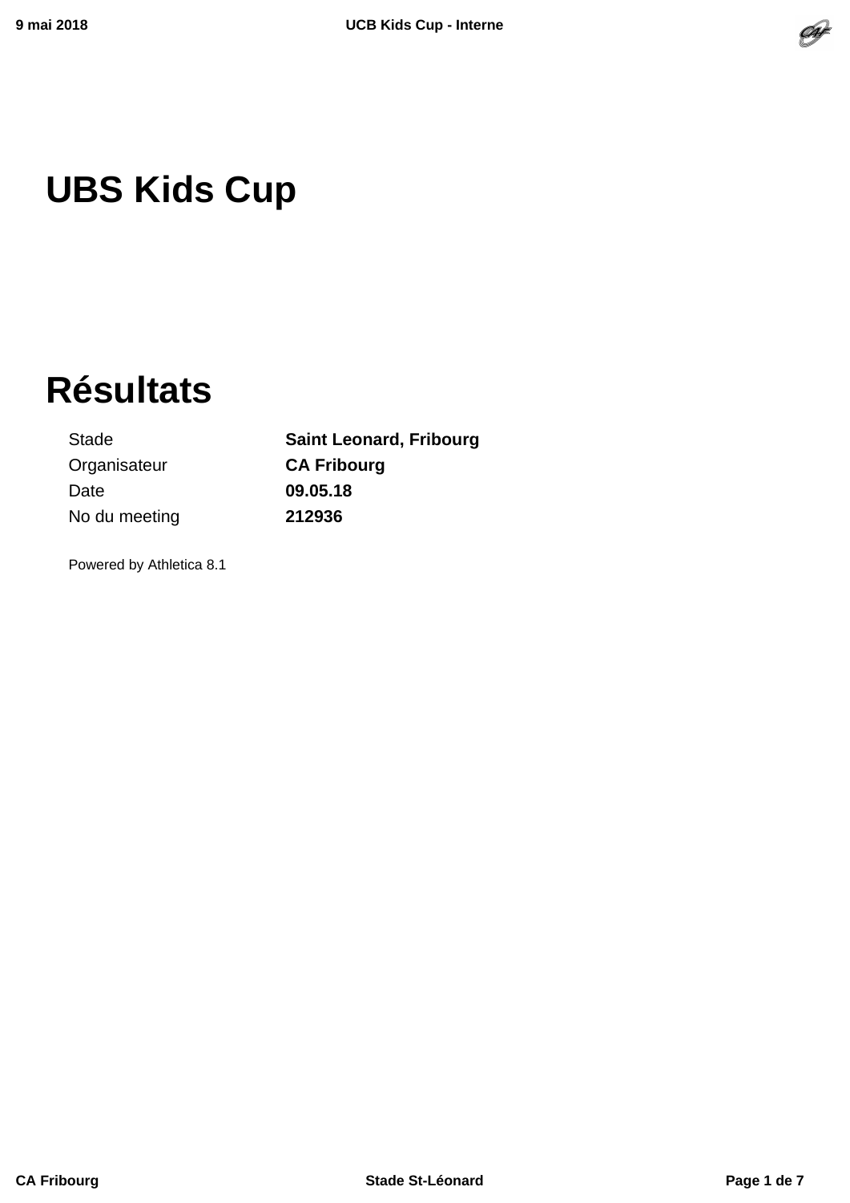# UBS Kids Cup

# Résultats

| | |
|---|---|
| Stade | **Saint Leonard, Fribourg** |
| Organisateur | **CA Fribourg** |
| Date | **09.05.18** |
| No du meeting | **212936** |

Powered by Athletica 8.1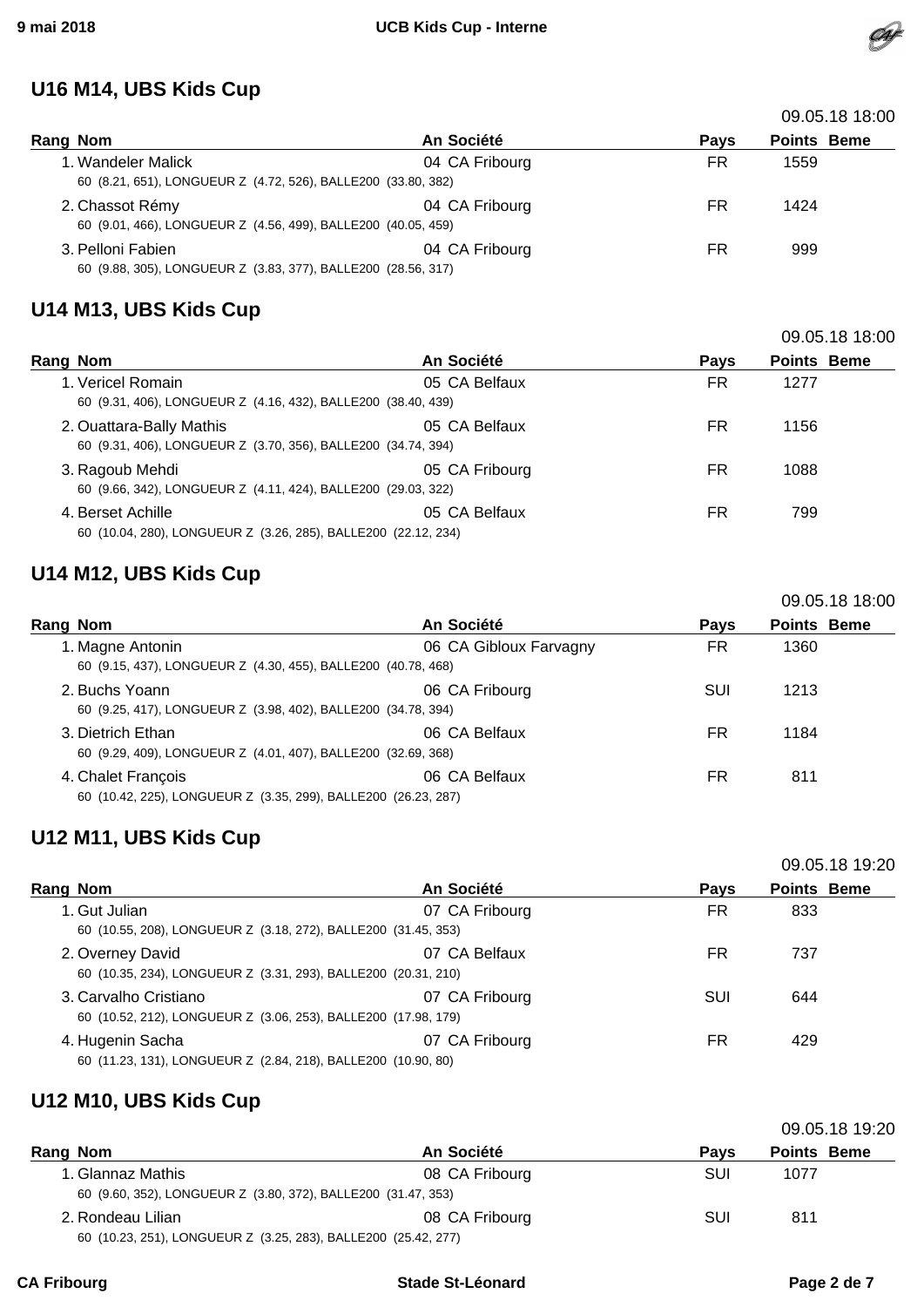## U16 M14, UBS Kids Cup

09.05.18 18:00

| Rang | Nom | An | Société | Pays | Points | Beme |
|---|---|---|---|---|---|---|
| 1. | Wandeler Malick | 04 | CA Fribourg | FR | 1559 | |
| | 60 (8.21, 651), LONGUEUR Z (4.72, 526), BALLE200 (33.80, 382) | | | | | |
| 2. | Chassot Rémy | 04 | CA Fribourg | FR | 1424 | |
| | 60 (9.01, 466), LONGUEUR Z (4.56, 499), BALLE200 (40.05, 459) | | | | | |
| 3. | Pelloni Fabien | 04 | CA Fribourg | FR | 999 | |
| | 60 (9.88, 305), LONGUEUR Z (3.83, 377), BALLE200 (28.56, 317) | | | | | |

## U14 M13, UBS Kids Cup

09.05.18 18:00

| Rang | Nom | An | Société | Pays | Points | Beme |
|---|---|---|---|---|---|---|
| 1. | Vericel Romain | 05 | CA Belfaux | FR | 1277 | |
| | 60 (9.31, 406), LONGUEUR Z (4.16, 432), BALLE200 (38.40, 439) | | | | | |
| 2. | Ouattara-Bally Mathis | 05 | CA Belfaux | FR | 1156 | |
| | 60 (9.31, 406), LONGUEUR Z (3.70, 356), BALLE200 (34.74, 394) | | | | | |
| 3. | Ragoub Mehdi | 05 | CA Fribourg | FR | 1088 | |
| | 60 (9.66, 342), LONGUEUR Z (4.11, 424), BALLE200 (29.03, 322) | | | | | |
| 4. | Berset Achille | 05 | CA Belfaux | FR | 799 | |
| | 60 (10.04, 280), LONGUEUR Z (3.26, 285), BALLE200 (22.12, 234) | | | | | |

## U14 M12, UBS Kids Cup

09.05.18 18:00

| Rang | Nom | An | Société | Pays | Points | Beme |
|---|---|---|---|---|---|---|
| 1. | Magne Antonin | 06 | CA Gibloux Farvagny | FR | 1360 | |
| | 60 (9.15, 437), LONGUEUR Z (4.30, 455), BALLE200 (40.78, 468) | | | | | |
| 2. | Buchs Yoann | 06 | CA Fribourg | SUI | 1213 | |
| | 60 (9.25, 417), LONGUEUR Z (3.98, 402), BALLE200 (34.78, 394) | | | | | |
| 3. | Dietrich Ethan | 06 | CA Belfaux | FR | 1184 | |
| | 60 (9.29, 409), LONGUEUR Z (4.01, 407), BALLE200 (32.69, 368) | | | | | |
| 4. | Chalet François | 06 | CA Belfaux | FR | 811 | |
| | 60 (10.42, 225), LONGUEUR Z (3.35, 299), BALLE200 (26.23, 287) | | | | | |

## U12 M11, UBS Kids Cup

09.05.18 19:20

| Rang | Nom | An | Société | Pays | Points | Beme |
|---|---|---|---|---|---|---|
| 1. | Gut Julian | 07 | CA Fribourg | FR | 833 | |
| | 60 (10.55, 208), LONGUEUR Z (3.18, 272), BALLE200 (31.45, 353) | | | | | |
| 2. | Overney David | 07 | CA Belfaux | FR | 737 | |
| | 60 (10.35, 234), LONGUEUR Z (3.31, 293), BALLE200 (20.31, 210) | | | | | |
| 3. | Carvalho Cristiano | 07 | CA Fribourg | SUI | 644 | |
| | 60 (10.52, 212), LONGUEUR Z (3.06, 253), BALLE200 (17.98, 179) | | | | | |
| 4. | Hugenin Sacha | 07 | CA Fribourg | FR | 429 | |
| | 60 (11.23, 131), LONGUEUR Z (2.84, 218), BALLE200 (10.90, 80) | | | | | |

## U12 M10, UBS Kids Cup

09.05.18 19:20

| Rang | Nom | An | Société | Pays | Points | Beme |
|---|---|---|---|---|---|---|
| 1. | Glannaz Mathis | 08 | CA Fribourg | SUI | 1077 | |
| | 60 (9.60, 352), LONGUEUR Z (3.80, 372), BALLE200 (31.47, 353) | | | | | |
| 2. | Rondeau Lilian | 08 | CA Fribourg | SUI | 811 | |
| | 60 (10.23, 251), LONGUEUR Z (3.25, 283), BALLE200 (25.42, 277) | | | | | |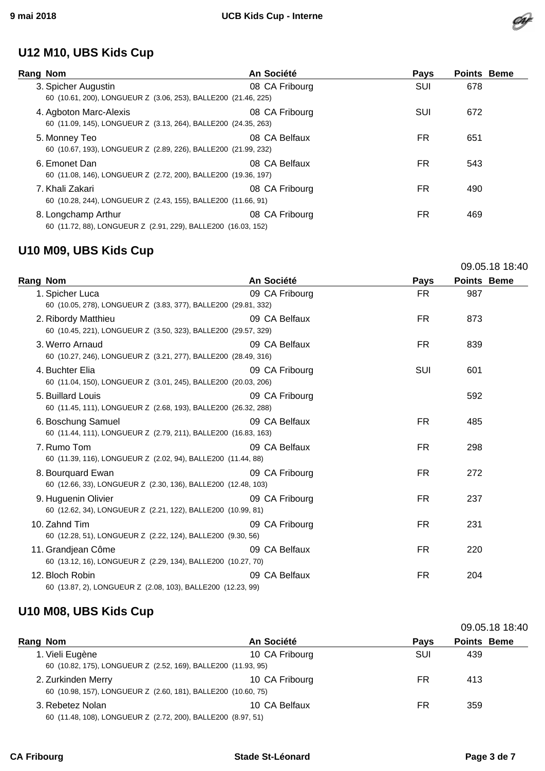## U12 M10, UBS Kids Cup

| Rang | Nom | An | Société | Pays | Points | Beme |
|---|---|---|---|---|---|---|
| 3. | Spicher Augustin<br>60 (10.61, 200), LONGUEUR Z (3.06, 253), BALLE200 (21.46, 225) | 08 | CA Fribourg | SUI | 678 | |
| 4. | Agboton Marc-Alexis<br>60 (11.09, 145), LONGUEUR Z (3.13, 264), BALLE200 (24.35, 263) | 08 | CA Fribourg | SUI | 672 | |
| 5. | Monney Teo<br>60 (10.67, 193), LONGUEUR Z (2.89, 226), BALLE200 (21.99, 232) | 08 | CA Belfaux | FR | 651 | |
| 6. | Emonet Dan<br>60 (11.08, 146), LONGUEUR Z (2.72, 200), BALLE200 (19.36, 197) | 08 | CA Belfaux | FR | 543 | |
| 7. | Khali Zakari<br>60 (10.28, 244), LONGUEUR Z (2.43, 155), BALLE200 (11.66, 91) | 08 | CA Fribourg | FR | 490 | |
| 8. | Longchamp Arthur<br>60 (11.72, 88), LONGUEUR Z (2.91, 229), BALLE200 (16.03, 152) | 08 | CA Fribourg | FR | 469 | |

## U10 M09, UBS Kids Cup

09.05.18 18:40

| Rang | Nom | An | Société | Pays | Points | Beme |
|---|---|---|---|---|---|---|
| 1. | Spicher Luca<br>60 (10.05, 278), LONGUEUR Z (3.83, 377), BALLE200 (29.81, 332) | 09 | CA Fribourg | FR | 987 | |
| 2. | Ribordy Matthieu<br>60 (10.45, 221), LONGUEUR Z (3.50, 323), BALLE200 (29.57, 329) | 09 | CA Belfaux | FR | 873 | |
| 3. | Werro Arnaud<br>60 (10.27, 246), LONGUEUR Z (3.21, 277), BALLE200 (28.49, 316) | 09 | CA Belfaux | FR | 839 | |
| 4. | Buchter Elia<br>60 (11.04, 150), LONGUEUR Z (3.01, 245), BALLE200 (20.03, 206) | 09 | CA Fribourg | SUI | 601 | |
| 5. | Buillard Louis<br>60 (11.45, 111), LONGUEUR Z (2.68, 193), BALLE200 (26.32, 288) | 09 | CA Fribourg | | 592 | |
| 6. | Boschung Samuel<br>60 (11.44, 111), LONGUEUR Z (2.79, 211), BALLE200 (16.83, 163) | 09 | CA Belfaux | FR | 485 | |
| 7. | Rumo Tom<br>60 (11.39, 116), LONGUEUR Z (2.02, 94), BALLE200 (11.44, 88) | 09 | CA Belfaux | FR | 298 | |
| 8. | Bourquard Ewan<br>60 (12.66, 33), LONGUEUR Z (2.30, 136), BALLE200 (12.48, 103) | 09 | CA Fribourg | FR | 272 | |
| 9. | Huguenin Olivier<br>60 (12.62, 34), LONGUEUR Z (2.21, 122), BALLE200 (10.99, 81) | 09 | CA Fribourg | FR | 237 | |
| 10. | Zahnd Tim<br>60 (12.28, 51), LONGUEUR Z (2.22, 124), BALLE200 (9.30, 56) | 09 | CA Fribourg | FR | 231 | |
| 11. | Grandjean Côme<br>60 (13.12, 16), LONGUEUR Z (2.29, 134), BALLE200 (10.27, 70) | 09 | CA Belfaux | FR | 220 | |
| 12. | Bloch Robin<br>60 (13.87, 2), LONGUEUR Z (2.08, 103), BALLE200 (12.23, 99) | 09 | CA Belfaux | FR | 204 | |

## U10 M08, UBS Kids Cup

09.05.18 18:40

| Rang | Nom | An | Société | Pays | Points | Beme |
|---|---|---|---|---|---|---|
| 1. | Vieli Eugène<br>60 (10.82, 175), LONGUEUR Z (2.52, 169), BALLE200 (11.93, 95) | 10 | CA Fribourg | SUI | 439 | |
| 2. | Zurkinden Merry<br>60 (10.98, 157), LONGUEUR Z (2.60, 181), BALLE200 (10.60, 75) | 10 | CA Fribourg | FR | 413 | |
| 3. | Rebetez Nolan<br>60 (11.48, 108), LONGUEUR Z (2.72, 200), BALLE200 (8.97, 51) | 10 | CA Belfaux | FR | 359 | |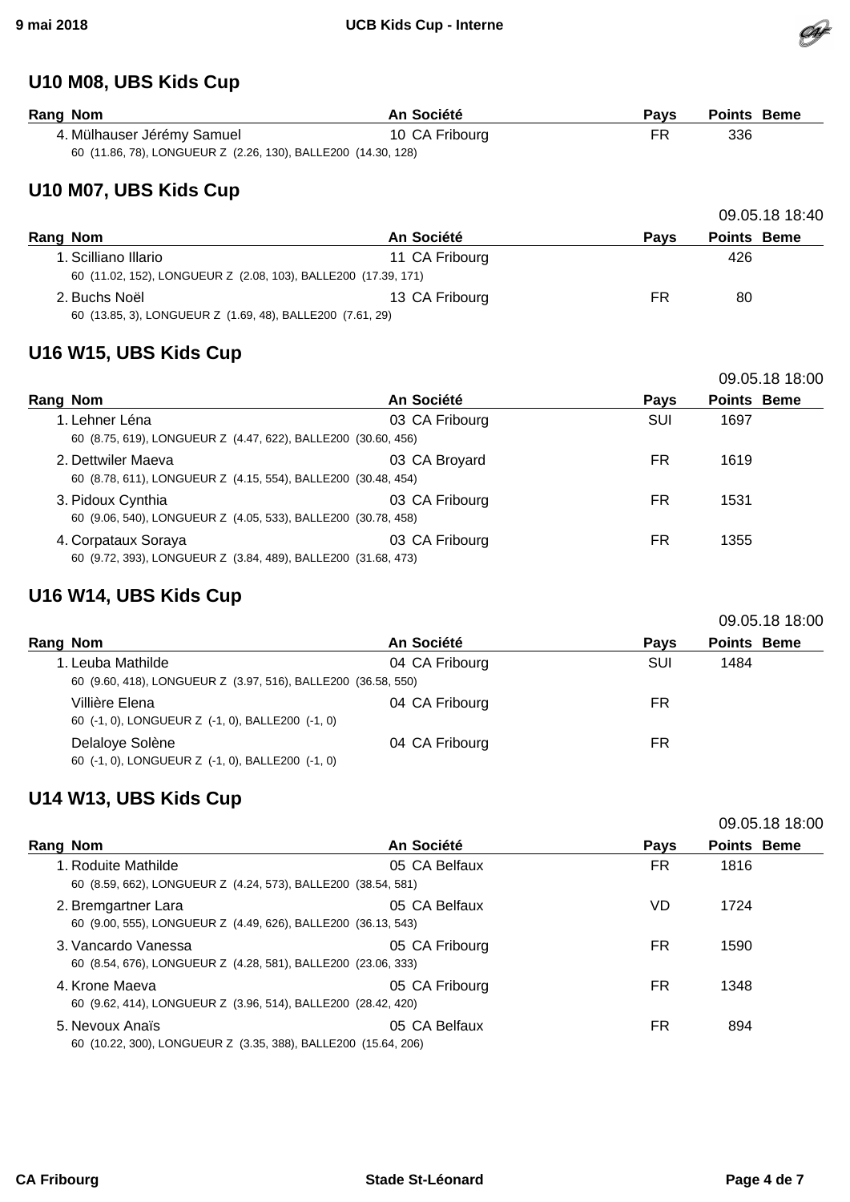## U10 M08, UBS Kids Cup

| Rang | Nom | An | Société | Pays | Points | Beme |
|---|---|---|---|---|---|---|
| 4. | Mülhauser Jérémy Samuel | 10 | CA Fribourg | FR | 336 | |
| | 60 (11.86, 78), LONGUEUR Z (2.26, 130), BALLE200 (14.30, 128) | | | | | |

## U10 M07, UBS Kids Cup

09.05.18 18:40

| Rang | Nom | An | Société | Pays | Points | Beme |
|---|---|---|---|---|---|---|
| 1. | Scilliano Illario | 11 | CA Fribourg | | 426 | |
| | 60 (11.02, 152), LONGUEUR Z (2.08, 103), BALLE200 (17.39, 171) | | | | | |
| 2. | Buchs Noël | 13 | CA Fribourg | FR | 80 | |
| | 60 (13.85, 3), LONGUEUR Z (1.69, 48), BALLE200 (7.61, 29) | | | | | |

## U16 W15, UBS Kids Cup

09.05.18 18:00

| Rang | Nom | An | Société | Pays | Points | Beme |
|---|---|---|---|---|---|---|
| 1. | Lehner Léna | 03 | CA Fribourg | SUI | 1697 | |
| | 60 (8.75, 619), LONGUEUR Z (4.47, 622), BALLE200 (30.60, 456) | | | | | |
| 2. | Dettwiler Maeva | 03 | CA Broyard | FR | 1619 | |
| | 60 (8.78, 611), LONGUEUR Z (4.15, 554), BALLE200 (30.48, 454) | | | | | |
| 3. | Pidoux Cynthia | 03 | CA Fribourg | FR | 1531 | |
| | 60 (9.06, 540), LONGUEUR Z (4.05, 533), BALLE200 (30.78, 458) | | | | | |
| 4. | Corpataux Soraya | 03 | CA Fribourg | FR | 1355 | |
| | 60 (9.72, 393), LONGUEUR Z (3.84, 489), BALLE200 (31.68, 473) | | | | | |

## U16 W14, UBS Kids Cup

09.05.18 18:00

| Rang | Nom | An | Société | Pays | Points | Beme |
|---|---|---|---|---|---|---|
| 1. | Leuba Mathilde | 04 | CA Fribourg | SUI | 1484 | |
| | 60 (9.60, 418), LONGUEUR Z (3.97, 516), BALLE200 (36.58, 550) | | | | | |
| | Villière Elena | 04 | CA Fribourg | FR | | |
| | 60 (-1, 0), LONGUEUR Z (-1, 0), BALLE200 (-1, 0) | | | | | |
| | Delaloye Solène | 04 | CA Fribourg | FR | | |
| | 60 (-1, 0), LONGUEUR Z (-1, 0), BALLE200 (-1, 0) | | | | | |

## U14 W13, UBS Kids Cup

09.05.18 18:00

| Rang | Nom | An | Société | Pays | Points | Beme |
|---|---|---|---|---|---|---|
| 1. | Roduite Mathilde | 05 | CA Belfaux | FR | 1816 | |
| | 60 (8.59, 662), LONGUEUR Z (4.24, 573), BALLE200 (38.54, 581) | | | | | |
| 2. | Bremgartner Lara | 05 | CA Belfaux | VD | 1724 | |
| | 60 (9.00, 555), LONGUEUR Z (4.49, 626), BALLE200 (36.13, 543) | | | | | |
| 3. | Vancardo Vanessa | 05 | CA Fribourg | FR | 1590 | |
| | 60 (8.54, 676), LONGUEUR Z (4.28, 581), BALLE200 (23.06, 333) | | | | | |
| 4. | Krone Maeva | 05 | CA Fribourg | FR | 1348 | |
| | 60 (9.62, 414), LONGUEUR Z (3.96, 514), BALLE200 (28.42, 420) | | | | | |
| 5. | Nevoux Anaïs | 05 | CA Belfaux | FR | 894 | |
| | 60 (10.22, 300), LONGUEUR Z (3.35, 388), BALLE200 (15.64, 206) | | | | | |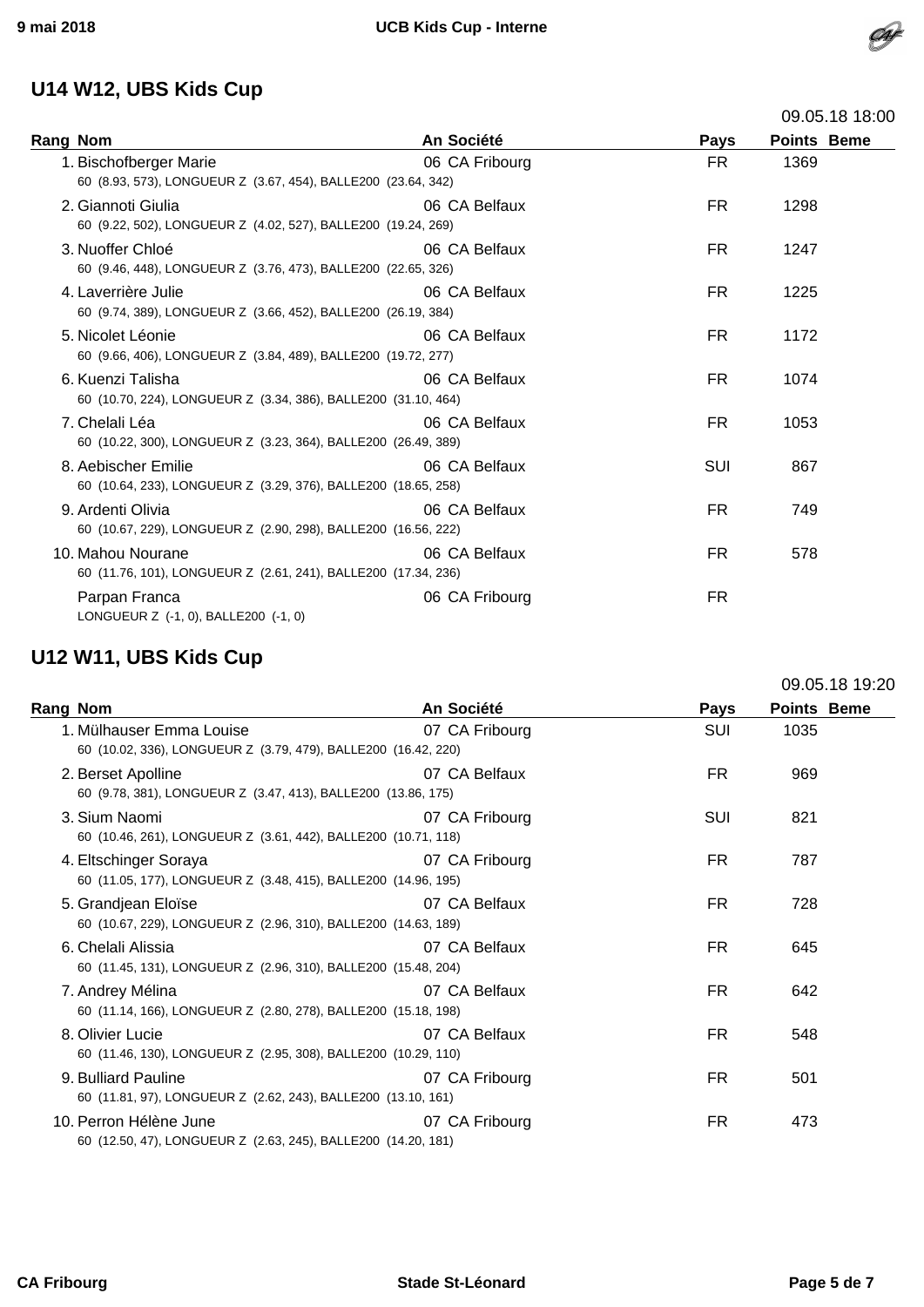## U14 W12, UBS Kids Cup

09.05.18 18:00

| Rang | Nom | An | Société | Pays | Points | Beme |
|---|---|---|---|---|---|---|
| 1. | Bischofberger Marie<br>60 (8.93, 573), LONGUEUR Z (3.67, 454), BALLE200 (23.64, 342) | 06 | CA Fribourg | FR | 1369 | |
| 2. | Giannoti Giulia<br>60 (9.22, 502), LONGUEUR Z (4.02, 527), BALLE200 (19.24, 269) | 06 | CA Belfaux | FR | 1298 | |
| 3. | Nuoffer Chloé<br>60 (9.46, 448), LONGUEUR Z (3.76, 473), BALLE200 (22.65, 326) | 06 | CA Belfaux | FR | 1247 | |
| 4. | Laverrière Julie<br>60 (9.74, 389), LONGUEUR Z (3.66, 452), BALLE200 (26.19, 384) | 06 | CA Belfaux | FR | 1225 | |
| 5. | Nicolet Léonie<br>60 (9.66, 406), LONGUEUR Z (3.84, 489), BALLE200 (19.72, 277) | 06 | CA Belfaux | FR | 1172 | |
| 6. | Kuenzi Talisha<br>60 (10.70, 224), LONGUEUR Z (3.34, 386), BALLE200 (31.10, 464) | 06 | CA Belfaux | FR | 1074 | |
| 7. | Chelali Léa<br>60 (10.22, 300), LONGUEUR Z (3.23, 364), BALLE200 (26.49, 389) | 06 | CA Belfaux | FR | 1053 | |
| 8. | Aebischer Emilie<br>60 (10.64, 233), LONGUEUR Z (3.29, 376), BALLE200 (18.65, 258) | 06 | CA Belfaux | SUI | 867 | |
| 9. | Ardenti Olivia<br>60 (10.67, 229), LONGUEUR Z (2.90, 298), BALLE200 (16.56, 222) | 06 | CA Belfaux | FR | 749 | |
| 10. | Mahou Nourane<br>60 (11.76, 101), LONGUEUR Z (2.61, 241), BALLE200 (17.34, 236) | 06 | CA Belfaux | FR | 578 | |
| | Parpan Franca<br>LONGUEUR Z (-1, 0), BALLE200 (-1, 0) | 06 | CA Fribourg | FR | | |

## U12 W11, UBS Kids Cup

09.05.18 19:20

| Rang | Nom | An | Société | Pays | Points | Beme |
|---|---|---|---|---|---|---|
| 1. | Mülhauser Emma Louise<br>60 (10.02, 336), LONGUEUR Z (3.79, 479), BALLE200 (16.42, 220) | 07 | CA Fribourg | SUI | 1035 | |
| 2. | Berset Apolline<br>60 (9.78, 381), LONGUEUR Z (3.47, 413), BALLE200 (13.86, 175) | 07 | CA Belfaux | FR | 969 | |
| 3. | Sium Naomi<br>60 (10.46, 261), LONGUEUR Z (3.61, 442), BALLE200 (10.71, 118) | 07 | CA Fribourg | SUI | 821 | |
| 4. | Eltschinger Soraya<br>60 (11.05, 177), LONGUEUR Z (3.48, 415), BALLE200 (14.96, 195) | 07 | CA Fribourg | FR | 787 | |
| 5. | Grandjean Eloïse<br>60 (10.67, 229), LONGUEUR Z (2.96, 310), BALLE200 (14.63, 189) | 07 | CA Belfaux | FR | 728 | |
| 6. | Chelali Alissia<br>60 (11.45, 131), LONGUEUR Z (2.96, 310), BALLE200 (15.48, 204) | 07 | CA Belfaux | FR | 645 | |
| 7. | Andrey Mélina<br>60 (11.14, 166), LONGUEUR Z (2.80, 278), BALLE200 (15.18, 198) | 07 | CA Belfaux | FR | 642 | |
| 8. | Olivier Lucie<br>60 (11.46, 130), LONGUEUR Z (2.95, 308), BALLE200 (10.29, 110) | 07 | CA Belfaux | FR | 548 | |
| 9. | Bulliard Pauline<br>60 (11.81, 97), LONGUEUR Z (2.62, 243), BALLE200 (13.10, 161) | 07 | CA Fribourg | FR | 501 | |
| 10. | Perron Hélène June<br>60 (12.50, 47), LONGUEUR Z (2.63, 245), BALLE200 (14.20, 181) | 07 | CA Fribourg | FR | 473 | |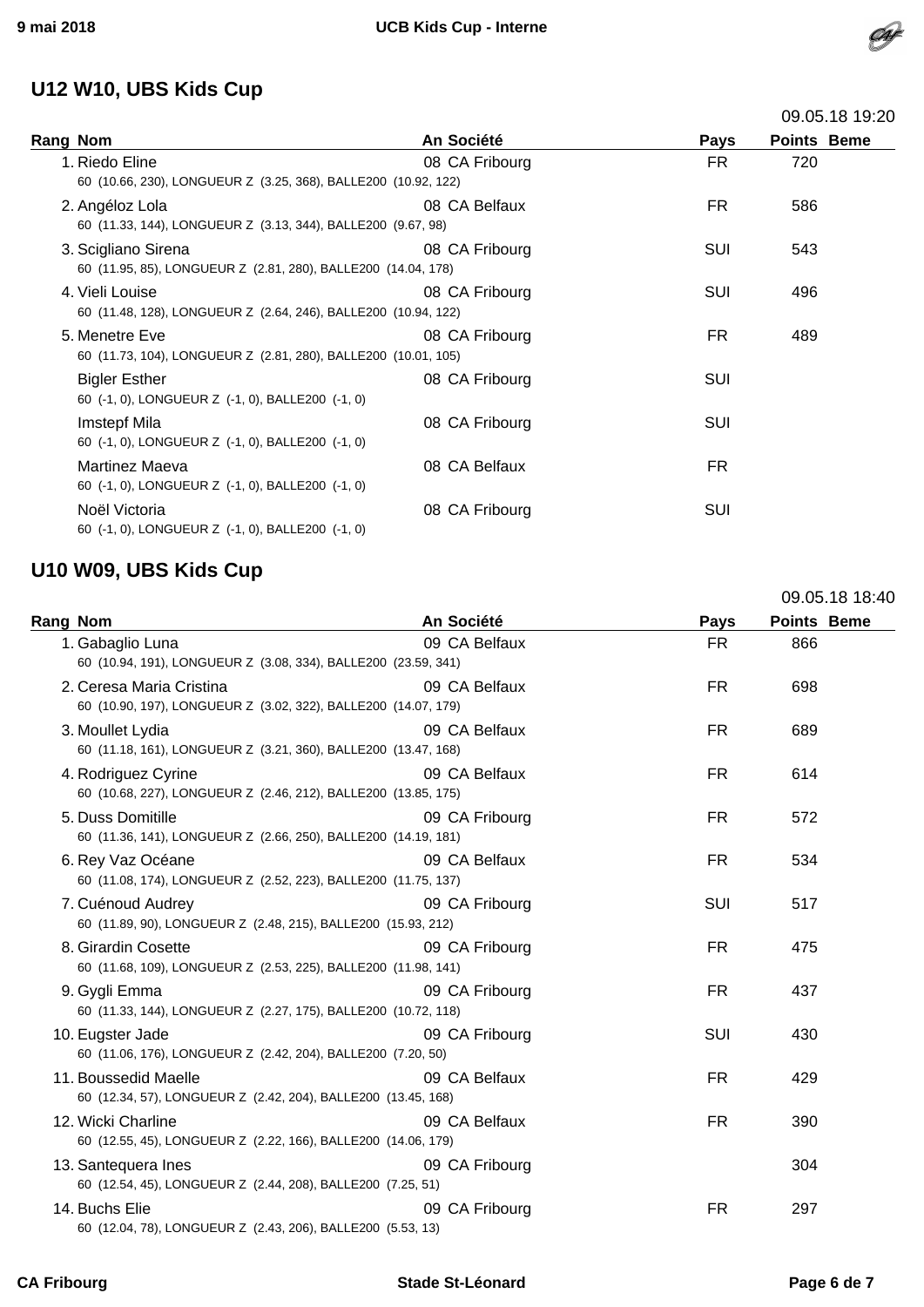## U12 W10, UBS Kids Cup

09.05.18 19:20

| Rang | Nom | An | Société | Pays | Points | Beme |
|---|---|---|---|---|---|---|
| 1. | Riedo Eline<br>60 (10.66, 230), LONGUEUR Z (3.25, 368), BALLE200 (10.92, 122) | 08 | CA Fribourg | FR | 720 | |
| 2. | Angéloz Lola<br>60 (11.33, 144), LONGUEUR Z (3.13, 344), BALLE200 (9.67, 98) | 08 | CA Belfaux | FR | 586 | |
| 3. | Scigliano Sirena<br>60 (11.95, 85), LONGUEUR Z (2.81, 280), BALLE200 (14.04, 178) | 08 | CA Fribourg | SUI | 543 | |
| 4. | Vieli Louise<br>60 (11.48, 128), LONGUEUR Z (2.64, 246), BALLE200 (10.94, 122) | 08 | CA Fribourg | SUI | 496 | |
| 5. | Menetre Eve<br>60 (11.73, 104), LONGUEUR Z (2.81, 280), BALLE200 (10.01, 105) | 08 | CA Fribourg | FR | 489 | |
| | Bigler Esther<br>60 (-1, 0), LONGUEUR Z (-1, 0), BALLE200 (-1, 0) | 08 | CA Fribourg | SUI | | |
| | Imstepf Mila<br>60 (-1, 0), LONGUEUR Z (-1, 0), BALLE200 (-1, 0) | 08 | CA Fribourg | SUI | | |
| | Martinez Maeva<br>60 (-1, 0), LONGUEUR Z (-1, 0), BALLE200 (-1, 0) | 08 | CA Belfaux | FR | | |
| | Noël Victoria<br>60 (-1, 0), LONGUEUR Z (-1, 0), BALLE200 (-1, 0) | 08 | CA Fribourg | SUI | | |

## U10 W09, UBS Kids Cup

09.05.18 18:40

| Rang | Nom | An | Société | Pays | Points | Beme |
|---|---|---|---|---|---|---|
| 1. | Gabaglio Luna<br>60 (10.94, 191), LONGUEUR Z (3.08, 334), BALLE200 (23.59, 341) | 09 | CA Belfaux | FR | 866 | |
| 2. | Ceresa Maria Cristina<br>60 (10.90, 197), LONGUEUR Z (3.02, 322), BALLE200 (14.07, 179) | 09 | CA Belfaux | FR | 698 | |
| 3. | Moullet Lydia<br>60 (11.18, 161), LONGUEUR Z (3.21, 360), BALLE200 (13.47, 168) | 09 | CA Belfaux | FR | 689 | |
| 4. | Rodriguez Cyrine<br>60 (10.68, 227), LONGUEUR Z (2.46, 212), BALLE200 (13.85, 175) | 09 | CA Belfaux | FR | 614 | |
| 5. | Duss Domitille<br>60 (11.36, 141), LONGUEUR Z (2.66, 250), BALLE200 (14.19, 181) | 09 | CA Fribourg | FR | 572 | |
| 6. | Rey Vaz Océane<br>60 (11.08, 174), LONGUEUR Z (2.52, 223), BALLE200 (11.75, 137) | 09 | CA Belfaux | FR | 534 | |
| 7. | Cuénoud Audrey<br>60 (11.89, 90), LONGUEUR Z (2.48, 215), BALLE200 (15.93, 212) | 09 | CA Fribourg | SUI | 517 | |
| 8. | Girardin Cosette<br>60 (11.68, 109), LONGUEUR Z (2.53, 225), BALLE200 (11.98, 141) | 09 | CA Fribourg | FR | 475 | |
| 9. | Gygli Emma<br>60 (11.33, 144), LONGUEUR Z (2.27, 175), BALLE200 (10.72, 118) | 09 | CA Fribourg | FR | 437 | |
| 10. | Eugster Jade<br>60 (11.06, 176), LONGUEUR Z (2.42, 204), BALLE200 (7.20, 50) | 09 | CA Fribourg | SUI | 430 | |
| 11. | Boussedid Maelle<br>60 (12.34, 57), LONGUEUR Z (2.42, 204), BALLE200 (13.45, 168) | 09 | CA Belfaux | FR | 429 | |
| 12. | Wicki Charline<br>60 (12.55, 45), LONGUEUR Z (2.22, 166), BALLE200 (14.06, 179) | 09 | CA Belfaux | FR | 390 | |
| 13. | Santequera Ines<br>60 (12.54, 45), LONGUEUR Z (2.44, 208), BALLE200 (7.25, 51) | 09 | CA Fribourg | | 304 | |
| 14. | Buchs Elie<br>60 (12.04, 78), LONGUEUR Z (2.43, 206), BALLE200 (5.53, 13) | 09 | CA Fribourg | FR | 297 | |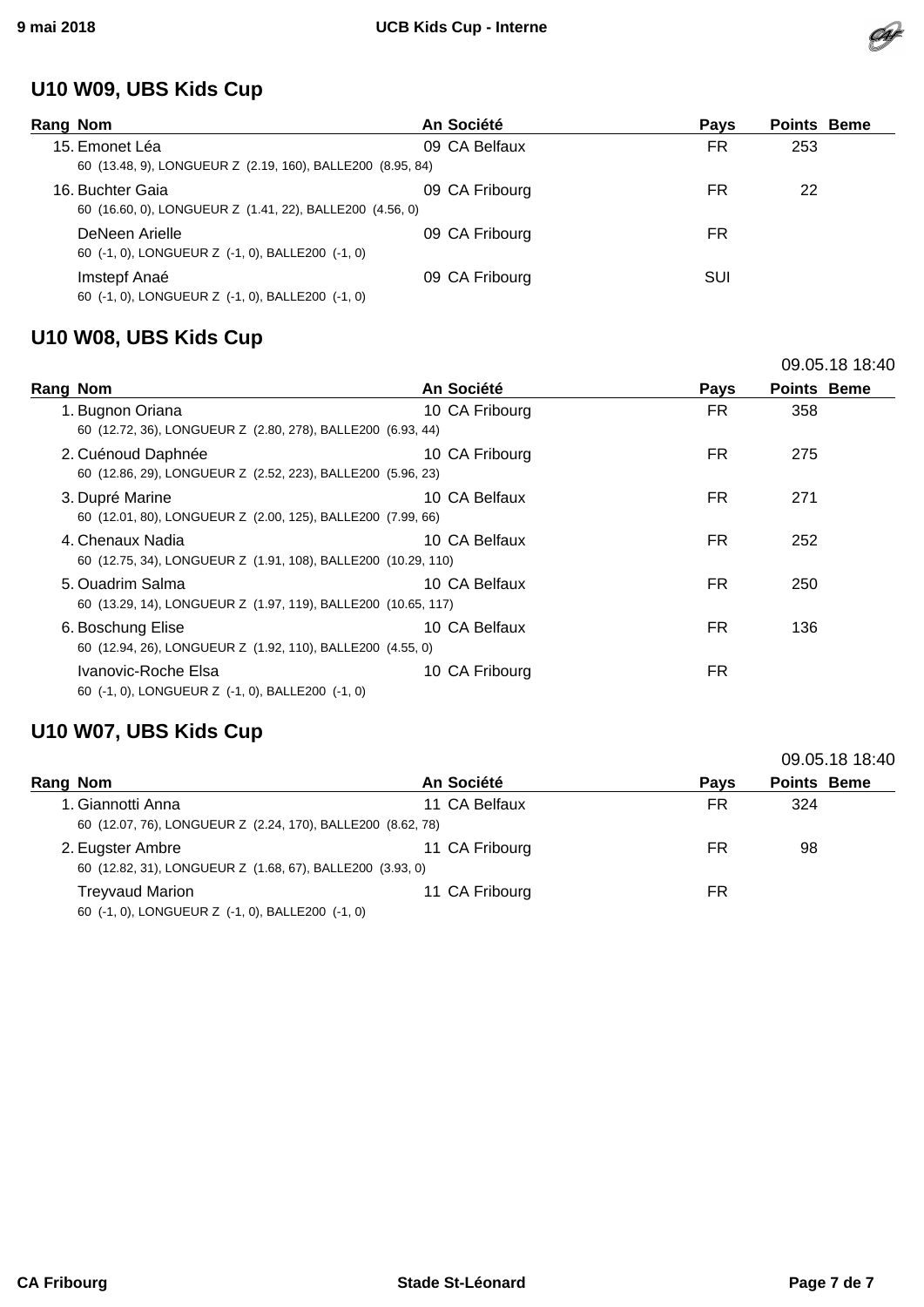## U10 W09, UBS Kids Cup

| Rang | Nom | An | Société | Pays | Points | Beme |
|---|---|---|---|---|---|---|
| 15. | Emonet Léa | 09 | CA Belfaux | FR | 253 | |
| | 60 (13.48, 9), LONGUEUR Z (2.19, 160), BALLE200 (8.95, 84) | | | | | |
| 16. | Buchter Gaia | 09 | CA Fribourg | FR | 22 | |
| | 60 (16.60, 0), LONGUEUR Z (1.41, 22), BALLE200 (4.56, 0) | | | | | |
| | DeNeen Arielle | 09 | CA Fribourg | FR | | |
| | 60 (-1, 0), LONGUEUR Z (-1, 0), BALLE200 (-1, 0) | | | | | |
| | Imstepf Anaé | 09 | CA Fribourg | SUI | | |
| | 60 (-1, 0), LONGUEUR Z (-1, 0), BALLE200 (-1, 0) | | | | | |

## U10 W08, UBS Kids Cup

09.05.18 18:40

| Rang | Nom | An | Société | Pays | Points | Beme |
|---|---|---|---|---|---|---|
| 1. | Bugnon Oriana | 10 | CA Fribourg | FR | 358 | |
| | 60 (12.72, 36), LONGUEUR Z (2.80, 278), BALLE200 (6.93, 44) | | | | | |
| 2. | Cuénoud Daphnée | 10 | CA Fribourg | FR | 275 | |
| | 60 (12.86, 29), LONGUEUR Z (2.52, 223), BALLE200 (5.96, 23) | | | | | |
| 3. | Dupré Marine | 10 | CA Belfaux | FR | 271 | |
| | 60 (12.01, 80), LONGUEUR Z (2.00, 125), BALLE200 (7.99, 66) | | | | | |
| 4. | Chenaux Nadia | 10 | CA Belfaux | FR | 252 | |
| | 60 (12.75, 34), LONGUEUR Z (1.91, 108), BALLE200 (10.29, 110) | | | | | |
| 5. | Ouadrim Salma | 10 | CA Belfaux | FR | 250 | |
| | 60 (13.29, 14), LONGUEUR Z (1.97, 119), BALLE200 (10.65, 117) | | | | | |
| 6. | Boschung Elise | 10 | CA Belfaux | FR | 136 | |
| | 60 (12.94, 26), LONGUEUR Z (1.92, 110), BALLE200 (4.55, 0) | | | | | |
| | Ivanovic-Roche Elsa | 10 | CA Fribourg | FR | | |
| | 60 (-1, 0), LONGUEUR Z (-1, 0), BALLE200 (-1, 0) | | | | | |

## U10 W07, UBS Kids Cup

09.05.18 18:40

| Rang | Nom | An | Société | Pays | Points | Beme |
|---|---|---|---|---|---|---|
| 1. | Giannotti Anna | 11 | CA Belfaux | FR | 324 | |
| | 60 (12.07, 76), LONGUEUR Z (2.24, 170), BALLE200 (8.62, 78) | | | | | |
| 2. | Eugster Ambre | 11 | CA Fribourg | FR | 98 | |
| | 60 (12.82, 31), LONGUEUR Z (1.68, 67), BALLE200 (3.93, 0) | | | | | |
| | Treyvaud Marion | 11 | CA Fribourg | FR | | |
| | 60 (-1, 0), LONGUEUR Z (-1, 0), BALLE200 (-1, 0) | | | | | |